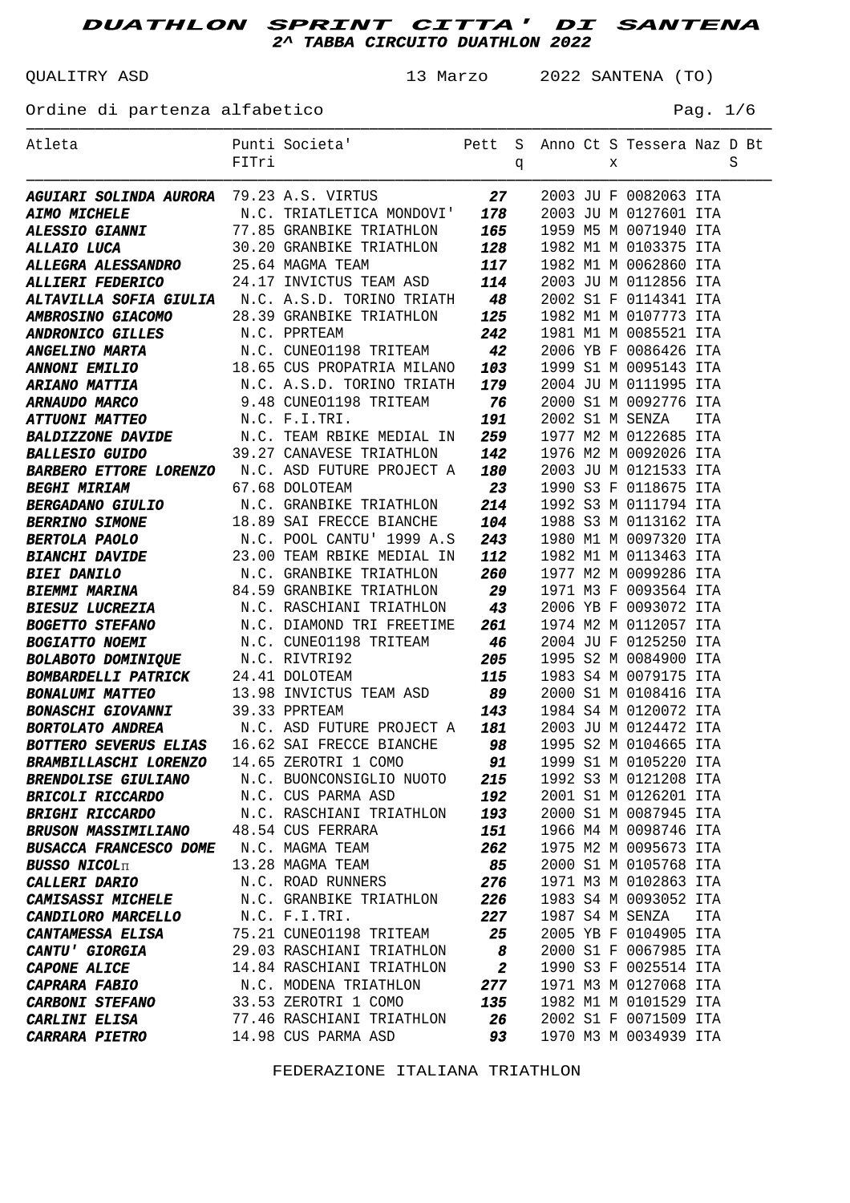# DUATHLON SPRINT CITTA' DI SANTENA

## 2^ TABBA CIRCUITO DUATHLON 2022

QUALITRY ASD 13 Marzo 2022 SANTENA (TO)

Ordine di partenza alfabetico

| Atleta | Punti FITri | Societa' | Pett | Sq | Anno | Ct | Sx | Tessera | Naz | D | Bt S |
|---|---|---|---|---|---|---|---|---|---|---|---|
| ***AGUIARI SOLINDA AURORA*** | 79.23 | A.S. VIRTUS | ***27*** | | 2003 | JU | F | 0082063 | ITA | | |
| ***AIMO MICHELE*** | N.C. | TRIATLETICA MONDOVI' | ***178*** | | 2003 | JU | M | 0127601 | ITA | | |
| ***ALESSIO GIANNI*** | 77.85 | GRANBIKE TRIATHLON | ***165*** | | 1959 | M5 | M | 0071940 | ITA | | |
| ***ALLAIO LUCA*** | 30.20 | GRANBIKE TRIATHLON | ***128*** | | 1982 | M1 | M | 0103375 | ITA | | |
| ***ALLEGRA ALESSANDRO*** | 25.64 | MAGMA TEAM | ***117*** | | 1982 | M1 | M | 0062860 | ITA | | |
| ***ALLIERI FEDERICO*** | 24.17 | INVICTUS TEAM ASD | ***114*** | | 2003 | JU | M | 0112856 | ITA | | |
| ***ALTAVILLA SOFIA GIULIA*** | N.C. | A.S.D. TORINO TRIATH | ***48*** | | 2002 | S1 | F | 0114341 | ITA | | |
| ***AMBROSINO GIACOMO*** | 28.39 | GRANBIKE TRIATHLON | ***125*** | | 1982 | M1 | M | 0107773 | ITA | | |
| ***ANDRONICO GILLES*** | N.C. | PPRTEAM | ***242*** | | 1981 | M1 | M | 0085521 | ITA | | |
| ***ANGELINO MARTA*** | N.C. | CUNEO1198 TRITEAM | ***42*** | | 2006 | YB | F | 0086426 | ITA | | |
| ***ANNONI EMILIO*** | 18.65 | CUS PROPATRIA MILANO | ***103*** | | 1999 | S1 | M | 0095143 | ITA | | |
| ***ARIANO MATTIA*** | N.C. | A.S.D. TORINO TRIATH | ***179*** | | 2004 | JU | M | 0111995 | ITA | | |
| ***ARNAUDO MARCO*** | 9.48 | CUNEO1198 TRITEAM | ***76*** | | 2000 | S1 | M | 0092776 | ITA | | |
| ***ATTUONI MATTEO*** | N.C. | F.I.TRI. | ***191*** | | 2002 | S1 | M | SENZA | ITA | | |
| ***BALDIZZONE DAVIDE*** | N.C. | TEAM RBIKE MEDIAL IN | ***259*** | | 1977 | M2 | M | 0122685 | ITA | | |
| ***BALLESIO GUIDO*** | 39.27 | CANAVESE TRIATHLON | ***142*** | | 1976 | M2 | M | 0092026 | ITA | | |
| ***BARBERO ETTORE LORENZO*** | N.C. | ASD FUTURE PROJECT A | ***180*** | | 2003 | JU | M | 0121533 | ITA | | |
| ***BEGHI MIRIAM*** | 67.68 | DOLOTEAM | ***23*** | | 1990 | S3 | F | 0118675 | ITA | | |
| ***BERGADANO GIULIO*** | N.C. | GRANBIKE TRIATHLON | ***214*** | | 1992 | S3 | M | 0111794 | ITA | | |
| ***BERRINO SIMONE*** | 18.89 | SAI FRECCE BIANCHE | ***104*** | | 1988 | S3 | M | 0113162 | ITA | | |
| ***BERTOLA PAOLO*** | N.C. | POOL CANTU' 1999 A.S | ***243*** | | 1980 | M1 | M | 0097320 | ITA | | |
| ***BIANCHI DAVIDE*** | 23.00 | TEAM RBIKE MEDIAL IN | ***112*** | | 1982 | M1 | M | 0113463 | ITA | | |
| ***BIEI DANILO*** | N.C. | GRANBIKE TRIATHLON | ***260*** | | 1977 | M2 | M | 0099286 | ITA | | |
| ***BIEMMI MARINA*** | 84.59 | GRANBIKE TRIATHLON | ***29*** | | 1971 | M3 | F | 0093564 | ITA | | |
| ***BIESUZ LUCREZIA*** | N.C. | RASCHIANI TRIATHLON | ***43*** | | 2006 | YB | F | 0093072 | ITA | | |
| ***BOGETTO STEFANO*** | N.C. | DIAMOND TRI FREETIME | ***261*** | | 1974 | M2 | M | 0112057 | ITA | | |
| ***BOGIATTO NOEMI*** | N.C. | CUNEO1198 TRITEAM | ***46*** | | 2004 | JU | F | 0125250 | ITA | | |
| ***BOLABOTO DOMINIQUE*** | N.C. | RIVTRI92 | ***205*** | | 1995 | S2 | M | 0084900 | ITA | | |
| ***BOMBARDELLI PATRICK*** | 24.41 | DOLOTEAM | ***115*** | | 1983 | S4 | M | 0079175 | ITA | | |
| ***BONALUMI MATTEO*** | 13.98 | INVICTUS TEAM ASD | ***89*** | | 2000 | S1 | M | 0108416 | ITA | | |
| ***BONASCHI GIOVANNI*** | 39.33 | PPRTEAM | ***143*** | | 1984 | S4 | M | 0120072 | ITA | | |
| ***BORTOLATO ANDREA*** | N.C. | ASD FUTURE PROJECT A | ***181*** | | 2003 | JU | M | 0124472 | ITA | | |
| ***BOTTERO SEVERUS ELIAS*** | 16.62 | SAI FRECCE BIANCHE | ***98*** | | 1995 | S2 | M | 0104665 | ITA | | |
| ***BRAMBILLASCHI LORENZO*** | 14.65 | ZEROTRI 1 COMO | ***91*** | | 1999 | S1 | M | 0105220 | ITA | | |
| ***BRENDOLISE GIULIANO*** | N.C. | BUONCONSIGLIO NUOTO | ***215*** | | 1992 | S3 | M | 0121208 | ITA | | |
| ***BRICOLI RICCARDO*** | N.C. | CUS PARMA ASD | ***192*** | | 2001 | S1 | M | 0126201 | ITA | | |
| ***BRIGHI RICCARDO*** | N.C. | RASCHIANI TRIATHLON | ***193*** | | 2000 | S1 | M | 0087945 | ITA | | |
| ***BRUSON MASSIMILIANO*** | 48.54 | CUS FERRARA | ***151*** | | 1966 | M4 | M | 0098746 | ITA | | |
| ***BUSACCA FRANCESCO DOME*** | N.C. | MAGMA TEAM | ***262*** | | 1975 | M2 | M | 0095673 | ITA | | |
| ***BUSSO NICOLπ*** | 13.28 | MAGMA TEAM | ***85*** | | 2000 | S1 | M | 0105768 | ITA | | |
| ***CALLERI DARIO*** | N.C. | ROAD RUNNERS | ***276*** | | 1971 | M3 | M | 0102863 | ITA | | |
| ***CAMISASSI MICHELE*** | N.C. | GRANBIKE TRIATHLON | ***226*** | | 1983 | S4 | M | 0093052 | ITA | | |
| ***CANDILORO MARCELLO*** | N.C. | F.I.TRI. | ***227*** | | 1987 | S4 | M | SENZA | ITA | | |
| ***CANTAMESSA ELISA*** | 75.21 | CUNEO1198 TRITEAM | ***25*** | | 2005 | YB | F | 0104905 | ITA | | |
| ***CANTU' GIORGIA*** | 29.03 | RASCHIANI TRIATHLON | ***8*** | | 2000 | S1 | F | 0067985 | ITA | | |
| ***CAPONE ALICE*** | 14.84 | RASCHIANI TRIATHLON | ***2*** | | 1990 | S3 | F | 0025514 | ITA | | |
| ***CAPRARA FABIO*** | N.C. | MODENA TRIATHLON | ***277*** | | 1971 | M3 | M | 0127068 | ITA | | |
| ***CARBONI STEFANO*** | 33.53 | ZEROTRI 1 COMO | ***135*** | | 1982 | M1 | M | 0101529 | ITA | | |
| ***CARLINI ELISA*** | 77.46 | RASCHIANI TRIATHLON | ***26*** | | 2002 | S1 | F | 0071509 | ITA | | |
| ***CARRARA PIETRO*** | 14.98 | CUS PARMA ASD | ***93*** | | 1970 | M3 | M | 0034939 | ITA | | |

FEDERAZIONE ITALIANA TRIATHLON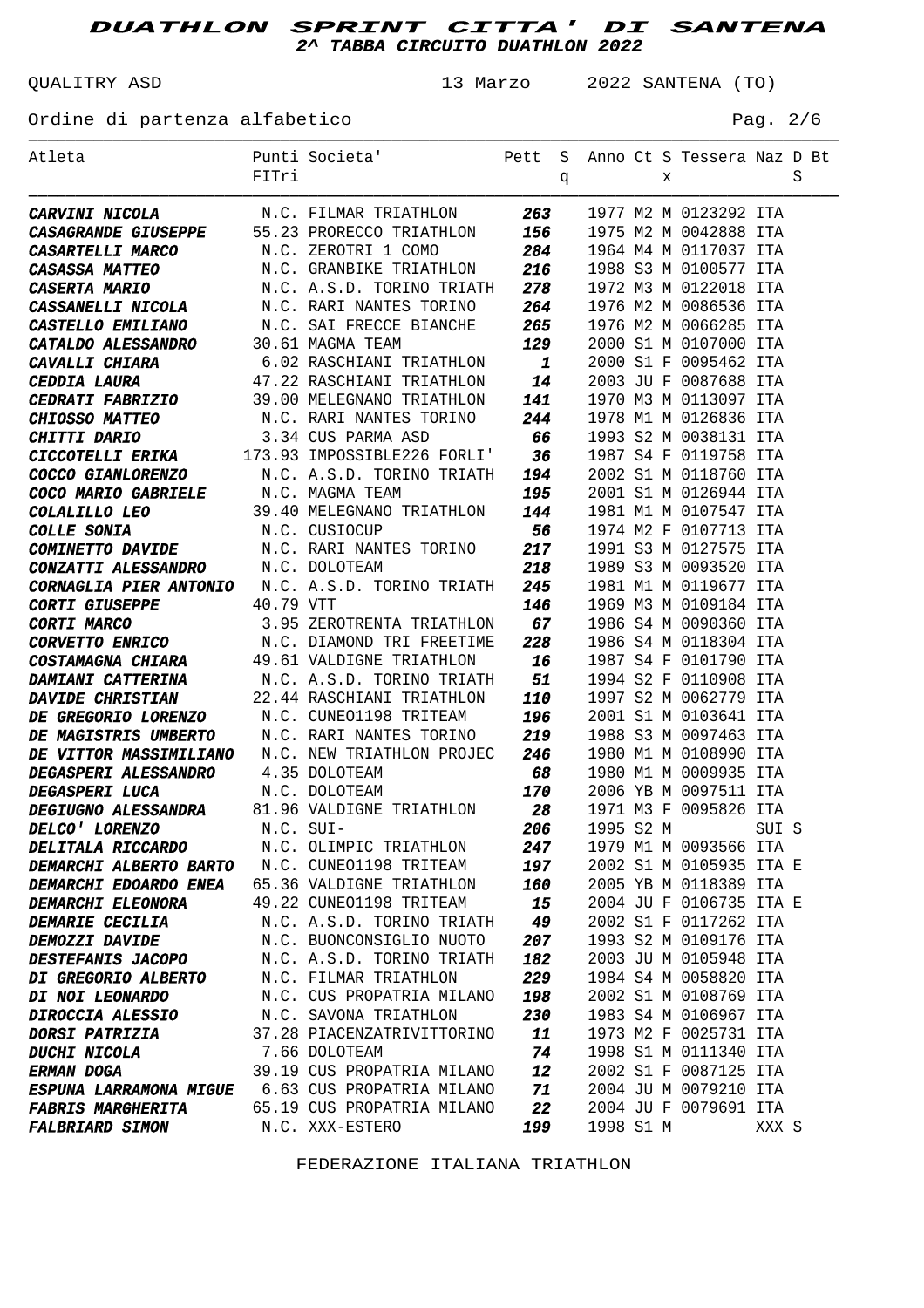# DUATHLON SPRINT CITTA' DI SANTENA
## 2^ TABBA CIRCUITO DUATHLON 2022

QUALITRY ASD 13 Marzo 2022 SANTENA (TO)

Ordine di partenza alfabetico

| Atleta | Punti FITri | Societa' | Pett | Sq | Anno | Ct | Sx | Tessera | Naz | D | BtS |
|---|---|---|---|---|---|---|---|---|---|---|---|
| **CARVINI NICOLA** | N.C. | FILMAR TRIATHLON | **263** | | 1977 | M2 | M | 0123292 | ITA | | |
| **CASAGRANDE GIUSEPPE** | 55.23 | PRORECCO TRIATHLON | **156** | | 1975 | M2 | M | 0042888 | ITA | | |
| **CASARTELLI MARCO** | N.C. | ZEROTRI 1 COMO | **284** | | 1964 | M4 | M | 0117037 | ITA | | |
| **CASASSA MATTEO** | N.C. | GRANBIKE TRIATHLON | **216** | | 1988 | S3 | M | 0100577 | ITA | | |
| **CASERTA MARIO** | N.C. | A.S.D. TORINO TRIATH | **278** | | 1972 | M3 | M | 0122018 | ITA | | |
| **CASSANELLI NICOLA** | N.C. | RARI NANTES TORINO | **264** | | 1976 | M2 | M | 0086536 | ITA | | |
| **CASTELLO EMILIANO** | N.C. | SAI FRECCE BIANCHE | **265** | | 1976 | M2 | M | 0066285 | ITA | | |
| **CATALDO ALESSANDRO** | 30.61 | MAGMA TEAM | **129** | | 2000 | S1 | M | 0107000 | ITA | | |
| **CAVALLI CHIARA** | 6.02 | RASCHIANI TRIATHLON | **1** | | 2000 | S1 | F | 0095462 | ITA | | |
| **CEDDIA LAURA** | 47.22 | RASCHIANI TRIATHLON | **14** | | 2003 | JU | F | 0087688 | ITA | | |
| **CEDRATI FABRIZIO** | 39.00 | MELEGNANO TRIATHLON | **141** | | 1970 | M3 | M | 0113097 | ITA | | |
| **CHIOSSO MATTEO** | N.C. | RARI NANTES TORINO | **244** | | 1978 | M1 | M | 0126836 | ITA | | |
| **CHITTI DARIO** | 3.34 | CUS PARMA ASD | **66** | | 1993 | S2 | M | 0038131 | ITA | | |
| **CICCOTELLI ERIKA** | 173.93 | IMPOSSIBLE226 FORLI' | **36** | | 1987 | S4 | F | 0119758 | ITA | | |
| **COCCO GIANLORENZO** | N.C. | A.S.D. TORINO TRIATH | **194** | | 2002 | S1 | M | 0118760 | ITA | | |
| **COCO MARIO GABRIELE** | N.C. | MAGMA TEAM | **195** | | 2001 | S1 | M | 0126944 | ITA | | |
| **COLALILLO LEO** | 39.40 | MELEGNANO TRIATHLON | **144** | | 1981 | M1 | M | 0107547 | ITA | | |
| **COLLE SONIA** | N.C. | CUSIOCUP | **56** | | 1974 | M2 | F | 0107713 | ITA | | |
| **COMINETTO DAVIDE** | N.C. | RARI NANTES TORINO | **217** | | 1991 | S3 | M | 0127575 | ITA | | |
| **CONZATTI ALESSANDRO** | N.C. | DOLOTEAM | **218** | | 1989 | S3 | M | 0093520 | ITA | | |
| **CORNAGLIA PIER ANTONIO** | N.C. | A.S.D. TORINO TRIATH | **245** | | 1981 | M1 | M | 0119677 | ITA | | |
| **CORTI GIUSEPPE** | 40.79 | VTT | **146** | | 1969 | M3 | M | 0109184 | ITA | | |
| **CORTI MARCO** | 3.95 | ZEROTRENTA TRIATHLON | **67** | | 1986 | S4 | M | 0090360 | ITA | | |
| **CORVETTO ENRICO** | N.C. | DIAMOND TRI FREETIME | **228** | | 1986 | S4 | M | 0118304 | ITA | | |
| **COSTAMAGNA CHIARA** | 49.61 | VALDIGNE TRIATHLON | **16** | | 1987 | S4 | F | 0101790 | ITA | | |
| **DAMIANI CATTERINA** | N.C. | A.S.D. TORINO TRIATH | **51** | | 1994 | S2 | F | 0110908 | ITA | | |
| **DAVIDE CHRISTIAN** | 22.44 | RASCHIANI TRIATHLON | **110** | | 1997 | S2 | M | 0062779 | ITA | | |
| **DE GREGORIO LORENZO** | N.C. | CUNEO1198 TRITEAM | **196** | | 2001 | S1 | M | 0103641 | ITA | | |
| **DE MAGISTRIS UMBERTO** | N.C. | RARI NANTES TORINO | **219** | | 1988 | S3 | M | 0097463 | ITA | | |
| **DE VITTOR MASSIMILIANO** | N.C. | NEW TRIATHLON PROJEC | **246** | | 1980 | M1 | M | 0108990 | ITA | | |
| **DEGASPERI ALESSANDRO** | 4.35 | DOLOTEAM | **68** | | 1980 | M1 | M | 0009935 | ITA | | |
| **DEGASPERI LUCA** | N.C. | DOLOTEAM | **170** | | 2006 | YB | M | 0097511 | ITA | | |
| **DEGIUGNO ALESSANDRA** | 81.96 | VALDIGNE TRIATHLON | **28** | | 1971 | M3 | F | 0095826 | ITA | | |
| **DELCO' LORENZO** | N.C. | SUI- | **206** | | 1995 | S2 | M | | SUI | | S |
| **DELITALA RICCARDO** | N.C. | OLIMPIC TRIATHLON | **247** | | 1979 | M1 | M | 0093566 | ITA | | |
| **DEMARCHI ALBERTO BARTO** | N.C. | CUNEO1198 TRITEAM | **197** | | 2002 | S1 | M | 0105935 | ITA | E | |
| **DEMARCHI EDOARDO ENEA** | 65.36 | VALDIGNE TRIATHLON | **160** | | 2005 | YB | M | 0118389 | ITA | | |
| **DEMARCHI ELEONORA** | 49.22 | CUNEO1198 TRITEAM | **15** | | 2004 | JU | F | 0106735 | ITA | E | |
| **DEMARIE CECILIA** | N.C. | A.S.D. TORINO TRIATH | **49** | | 2002 | S1 | F | 0117262 | ITA | | |
| **DEMOZZI DAVIDE** | N.C. | BUONCONSIGLIO NUOTO | **207** | | 1993 | S2 | M | 0109176 | ITA | | |
| **DESTEFANIS JACOPO** | N.C. | A.S.D. TORINO TRIATH | **182** | | 2003 | JU | M | 0105948 | ITA | | |
| **DI GREGORIO ALBERTO** | N.C. | FILMAR TRIATHLON | **229** | | 1984 | S4 | M | 0058820 | ITA | | |
| **DI NOI LEONARDO** | N.C. | CUS PROPATRIA MILANO | **198** | | 2002 | S1 | M | 0108769 | ITA | | |
| **DIROCCIA ALESSIO** | N.C. | SAVONA TRIATHLON | **230** | | 1983 | S4 | M | 0106967 | ITA | | |
| **DORSI PATRIZIA** | 37.28 | PIACENZATRIVITTORINO | **11** | | 1973 | M2 | F | 0025731 | ITA | | |
| **DUCHI NICOLA** | 7.66 | DOLOTEAM | **74** | | 1998 | S1 | M | 0111340 | ITA | | |
| **ERMAN DOGA** | 39.19 | CUS PROPATRIA MILANO | **12** | | 2002 | S1 | F | 0087125 | ITA | | |
| **ESPUNA LARRAMONA MIGUE** | 6.63 | CUS PROPATRIA MILANO | **71** | | 2004 | JU | M | 0079210 | ITA | | |
| **FABRIS MARGHERITA** | 65.19 | CUS PROPATRIA MILANO | **22** | | 2004 | JU | F | 0079691 | ITA | | |
| **FALBRIARD SIMON** | N.C. | XXX-ESTERO | **199** | | 1998 | S1 | M | | XXX | | S |

FEDERAZIONE ITALIANA TRIATHLON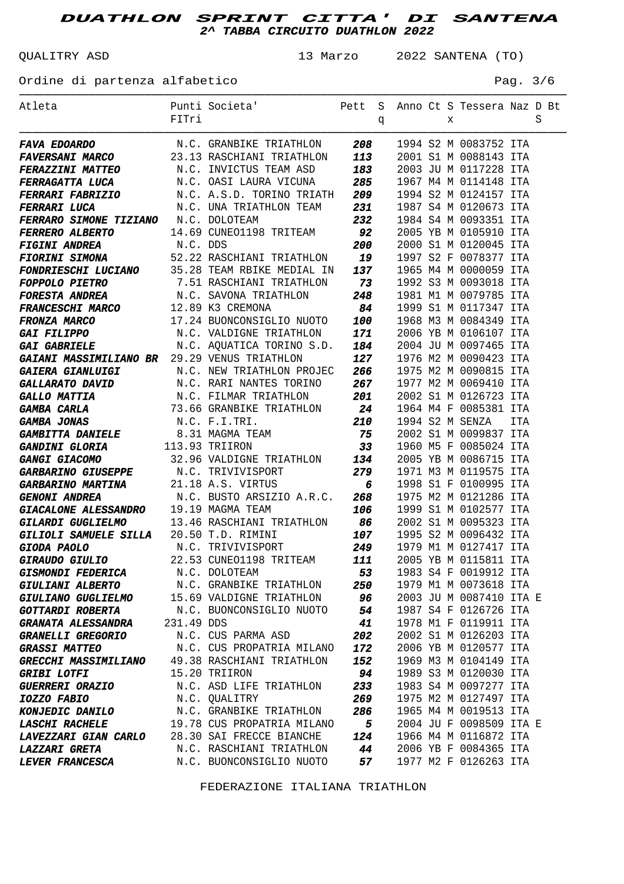# DUATHLON SPRINT CITTA' DI SANTENA

## 2^ TABBA CIRCUITO DUATHLON 2022

QUALITRY ASD 13 Marzo 2022 SANTENA (TO)

Ordine di partenza alfabetico

| Atleta | Punti FITri | Societa' | Pett | Sq | Anno | Ct | Sx | Tessera | Naz | D | BtS |
|---|---|---|---|---|---|---|---|---|---|---|---|
| ***FAVA EDOARDO*** | N.C. | GRANBIKE TRIATHLON | ***208*** | | 1994 | S2 | M | 0083752 | ITA | | |
| ***FAVERSANI MARCO*** | 23.13 | RASCHIANI TRIATHLON | ***113*** | | 2001 | S1 | M | 0088143 | ITA | | |
| ***FERAZZINI MATTEO*** | N.C. | INVICTUS TEAM ASD | ***183*** | | 2003 | JU | M | 0117228 | ITA | | |
| ***FERRAGATTA LUCA*** | N.C. | OASI LAURA VICUNA | ***285*** | | 1967 | M4 | M | 0114148 | ITA | | |
| ***FERRARI FABRIZIO*** | N.C. | A.S.D. TORINO TRIATH | ***209*** | | 1994 | S2 | M | 0124157 | ITA | | |
| ***FERRARI LUCA*** | N.C. | UNA TRIATHLON TEAM | ***231*** | | 1987 | S4 | M | 0120673 | ITA | | |
| ***FERRARO SIMONE TIZIANO*** | N.C. | DOLOTEAM | ***232*** | | 1984 | S4 | M | 0093351 | ITA | | |
| ***FERRERO ALBERTO*** | 14.69 | CUNEO1198 TRITEAM | ***92*** | | 2005 | YB | M | 0105910 | ITA | | |
| ***FIGINI ANDREA*** | N.C. | DDS | ***200*** | | 2000 | S1 | M | 0120045 | ITA | | |
| ***FIORINI SIMONA*** | 52.22 | RASCHIANI TRIATHLON | ***19*** | | 1997 | S2 | F | 0078377 | ITA | | |
| ***FONDRIESCHI LUCIANO*** | 35.28 | TEAM RBIKE MEDIAL IN | ***137*** | | 1965 | M4 | M | 0000059 | ITA | | |
| ***FOPPOLO PIETRO*** | 7.51 | RASCHIANI TRIATHLON | ***73*** | | 1992 | S3 | M | 0093018 | ITA | | |
| ***FORESTA ANDREA*** | N.C. | SAVONA TRIATHLON | ***248*** | | 1981 | M1 | M | 0079785 | ITA | | |
| ***FRANCESCHI MARCO*** | 12.89 | K3 CREMONA | ***84*** | | 1999 | S1 | M | 0117347 | ITA | | |
| ***FRONZA MARCO*** | 17.24 | BUONCONSIGLIO NUOTO | ***100*** | | 1968 | M3 | M | 0084349 | ITA | | |
| ***GAI FILIPPO*** | N.C. | VALDIGNE TRIATHLON | ***171*** | | 2006 | YB | M | 0106107 | ITA | | |
| ***GAI GABRIELE*** | N.C. | AQUATICA TORINO S.D. | ***184*** | | 2004 | JU | M | 0097465 | ITA | | |
| ***GAIANI MASSIMILIANO BR*** | 29.29 | VENUS TRIATHLON | ***127*** | | 1976 | M2 | M | 0090423 | ITA | | |
| ***GAIERA GIANLUIGI*** | N.C. | NEW TRIATHLON PROJEC | ***266*** | | 1975 | M2 | M | 0090815 | ITA | | |
| ***GALLARATO DAVID*** | N.C. | RARI NANTES TORINO | ***267*** | | 1977 | M2 | M | 0069410 | ITA | | |
| ***GALLO MATTIA*** | N.C. | FILMAR TRIATHLON | ***201*** | | 2002 | S1 | M | 0126723 | ITA | | |
| ***GAMBA CARLA*** | 73.66 | GRANBIKE TRIATHLON | ***24*** | | 1964 | M4 | F | 0085381 | ITA | | |
| ***GAMBA JONAS*** | N.C. | F.I.TRI. | ***210*** | | 1994 | S2 | M | SENZA | ITA | | |
| ***GAMBITTA DANIELE*** | 8.31 | MAGMA TEAM | ***75*** | | 2002 | S1 | M | 0099837 | ITA | | |
| ***GANDINI GLORIA*** | 113.93 | TRIIRON | ***33*** | | 1960 | M5 | F | 0085024 | ITA | | |
| ***GANGI GIACOMO*** | 32.96 | VALDIGNE TRIATHLON | ***134*** | | 2005 | YB | M | 0086715 | ITA | | |
| ***GARBARINO GIUSEPPE*** | N.C. | TRIVIVISPORT | ***279*** | | 1971 | M3 | M | 0119575 | ITA | | |
| ***GARBARINO MARTINA*** | 21.18 | A.S. VIRTUS | ***6*** | | 1998 | S1 | F | 0100995 | ITA | | |
| ***GENONI ANDREA*** | N.C. | BUSTO ARSIZIO A.R.C. | ***268*** | | 1975 | M2 | M | 0121286 | ITA | | |
| ***GIACALONE ALESSANDRO*** | 19.19 | MAGMA TEAM | ***106*** | | 1999 | S1 | M | 0102577 | ITA | | |
| ***GILARDI GUGLIELMO*** | 13.46 | RASCHIANI TRIATHLON | ***86*** | | 2002 | S1 | M | 0095323 | ITA | | |
| ***GILIOLI SAMUELE SILLA*** | 20.50 | T.D. RIMINI | ***107*** | | 1995 | S2 | M | 0096432 | ITA | | |
| ***GIODA PAOLO*** | N.C. | TRIVIVISPORT | ***249*** | | 1979 | M1 | M | 0127417 | ITA | | |
| ***GIRAUDO GIULIO*** | 22.53 | CUNEO1198 TRITEAM | ***111*** | | 2005 | YB | M | 0115811 | ITA | | |
| ***GISMONDI FEDERICA*** | N.C. | DOLOTEAM | ***53*** | | 1983 | S4 | F | 0019912 | ITA | | |
| ***GIULIANI ALBERTO*** | N.C. | GRANBIKE TRIATHLON | ***250*** | | 1979 | M1 | M | 0073618 | ITA | | |
| ***GIULIANO GUGLIELMO*** | 15.69 | VALDIGNE TRIATHLON | ***96*** | | 2003 | JU | M | 0087410 | ITA | E | |
| ***GOTTARDI ROBERTA*** | N.C. | BUONCONSIGLIO NUOTO | ***54*** | | 1987 | S4 | F | 0126726 | ITA | | |
| ***GRANATA ALESSANDRA*** | 231.49 | DDS | ***41*** | | 1978 | M1 | F | 0119911 | ITA | | |
| ***GRANELLI GREGORIO*** | N.C. | CUS PARMA ASD | ***202*** | | 2002 | S1 | M | 0126203 | ITA | | |
| ***GRASSI MATTEO*** | N.C. | CUS PROPATRIA MILANO | ***172*** | | 2006 | YB | M | 0120577 | ITA | | |
| ***GRECCHI MASSIMILIANO*** | 49.38 | RASCHIANI TRIATHLON | ***152*** | | 1969 | M3 | M | 0104149 | ITA | | |
| ***GRIBI LOTFI*** | 15.20 | TRIIRON | ***94*** | | 1989 | S3 | M | 0120030 | ITA | | |
| ***GUERRERI ORAZIO*** | N.C. | ASD LIFE TRIATHLON | ***233*** | | 1983 | S4 | M | 0097277 | ITA | | |
| ***IOZZO FABIO*** | N.C. | QUALITRY | ***269*** | | 1975 | M2 | M | 0127497 | ITA | | |
| ***KONJEDIC DANILO*** | N.C. | GRANBIKE TRIATHLON | ***286*** | | 1965 | M4 | M | 0019513 | ITA | | |
| ***LASCHI RACHELE*** | 19.78 | CUS PROPATRIA MILANO | ***5*** | | 2004 | JU | F | 0098509 | ITA | E | |
| ***LAVEZZARI GIAN CARLO*** | 28.30 | SAI FRECCE BIANCHE | ***124*** | | 1966 | M4 | M | 0116872 | ITA | | |
| ***LAZZARI GRETA*** | N.C. | RASCHIANI TRIATHLON | ***44*** | | 2006 | YB | F | 0084365 | ITA | | |
| ***LEVER FRANCESCA*** | N.C. | BUONCONSIGLIO NUOTO | ***57*** | | 1977 | M2 | F | 0126263 | ITA | | |

FEDERAZIONE ITALIANA TRIATHLON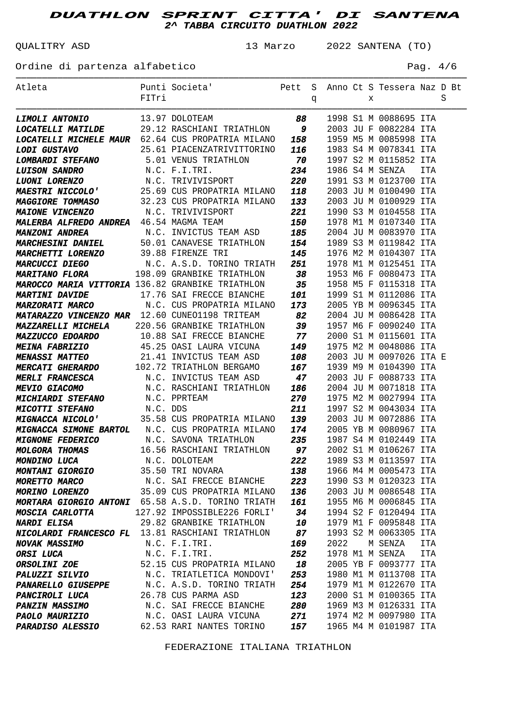# DUATHLON SPRINT CITTA' DI SANTENA

## 2^ TABBA CIRCUITO DUATHLON 2022

QUALITRY ASD 13 Marzo 2022 SANTENA (TO)

Ordine di partenza alfabetico

| Atleta | Punti FITri | Societa' | Pett | Sq | Anno | Ct | Sx | Tessera | Naz | DS | Bt |
|---|---|---|---|---|---|---|---|---|---|---|---|
| ***LIMOLI ANTONIO*** | 13.97 | DOLOTEAM | ***88*** | | 1998 | S1 | M | 0088695 | ITA | | |
| ***LOCATELLI MATILDE*** | 29.12 | RASCHIANI TRIATHLON | ***9*** | | 2003 | JU | F | 0082284 | ITA | | |
| ***LOCATELLI MICHELE MAUR*** | 62.64 | CUS PROPATRIA MILANO | ***158*** | | 1959 | M5 | M | 0085998 | ITA | | |
| ***LODI GUSTAVO*** | 25.61 | PIACENZATRIVITTORINO | ***116*** | | 1983 | S4 | M | 0078341 | ITA | | |
| ***LOMBARDI STEFANO*** | 5.01 | VENUS TRIATHLON | ***70*** | | 1997 | S2 | M | 0115852 | ITA | | |
| ***LUISON SANDRO*** | N.C. | F.I.TRI. | ***234*** | | 1986 | S4 | M | SENZA | ITA | | |
| ***LUONI LORENZO*** | N.C. | TRIVIVISPORT | ***220*** | | 1991 | S3 | M | 0123700 | ITA | | |
| ***MAESTRI NICCOLO'*** | 25.69 | CUS PROPATRIA MILANO | ***118*** | | 2003 | JU | M | 0100490 | ITA | | |
| ***MAGGIORE TOMMASO*** | 32.23 | CUS PROPATRIA MILANO | ***133*** | | 2003 | JU | M | 0100929 | ITA | | |
| ***MAIONE VINCENZO*** | N.C. | TRIVIVISPORT | ***221*** | | 1990 | S3 | M | 0104558 | ITA | | |
| ***MALERBA ALFREDO ANDREA*** | 46.54 | MAGMA TEAM | ***150*** | | 1978 | M1 | M | 0107340 | ITA | | |
| ***MANZONI ANDREA*** | N.C. | INVICTUS TEAM ASD | ***185*** | | 2004 | JU | M | 0083970 | ITA | | |
| ***MARCHESINI DANIEL*** | 50.01 | CANAVESE TRIATHLON | ***154*** | | 1989 | S3 | M | 0119842 | ITA | | |
| ***MARCHETTI LORENZO*** | 39.88 | FIRENZE TRI | ***145*** | | 1976 | M2 | M | 0104307 | ITA | | |
| ***MARCUCCI DIEGO*** | N.C. | A.S.D. TORINO TRIATH | ***251*** | | 1978 | M1 | M | 0125451 | ITA | | |
| ***MARITANO FLORA*** | 198.09 | GRANBIKE TRIATHLON | ***38*** | | 1953 | M6 | F | 0080473 | ITA | | |
| ***MAROCCO MARIA VITTORIA*** | 136.82 | GRANBIKE TRIATHLON | ***35*** | | 1958 | M5 | F | 0115318 | ITA | | |
| ***MARTINI DAVIDE*** | 17.76 | SAI FRECCE BIANCHE | ***101*** | | 1999 | S1 | M | 0112086 | ITA | | |
| ***MARZORATI MARCO*** | N.C. | CUS PROPATRIA MILANO | ***173*** | | 2005 | YB | M | 0096345 | ITA | | |
| ***MATARAZZO VINCENZO MAR*** | 12.60 | CUNEO1198 TRITEAM | ***82*** | | 2004 | JU | M | 0086428 | ITA | | |
| ***MAZZARELLI MICHELA*** | 220.56 | GRANBIKE TRIATHLON | ***39*** | | 1957 | M6 | F | 0090240 | ITA | | |
| ***MAZZUCCO EDOARDO*** | 10.88 | SAI FRECCE BIANCHE | ***77*** | | 2000 | S1 | M | 0115601 | ITA | | |
| ***MEINA FABRIZIO*** | 45.25 | OASI LAURA VICUNA | ***149*** | | 1975 | M2 | M | 0048086 | ITA | | |
| ***MENASSI MATTEO*** | 21.41 | INVICTUS TEAM ASD | ***108*** | | 2003 | JU | M | 0097026 | ITA | E | |
| ***MERCATI GHERARDO*** | 102.72 | TRIATHLON BERGAMO | ***167*** | | 1939 | M9 | M | 0104390 | ITA | | |
| ***MERLI FRANCESCA*** | N.C. | INVICTUS TEAM ASD | ***47*** | | 2003 | JU | F | 0088733 | ITA | | |
| ***MEVIO GIACOMO*** | N.C. | RASCHIANI TRIATHLON | ***186*** | | 2004 | JU | M | 0071818 | ITA | | |
| ***MICHIARDI STEFANO*** | N.C. | PPRTEAM | ***270*** | | 1975 | M2 | M | 0027994 | ITA | | |
| ***MICOTTI STEFANO*** | N.C. | DDS | ***211*** | | 1997 | S2 | M | 0043034 | ITA | | |
| ***MIGNACCA NICOLO'*** | 35.58 | CUS PROPATRIA MILANO | ***139*** | | 2003 | JU | M | 0072886 | ITA | | |
| ***MIGNACCA SIMONE BARTOL*** | N.C. | CUS PROPATRIA MILANO | ***174*** | | 2005 | YB | M | 0080967 | ITA | | |
| ***MIGNONE FEDERICO*** | N.C. | SAVONA TRIATHLON | ***235*** | | 1987 | S4 | M | 0102449 | ITA | | |
| ***MOLGORA THOMAS*** | 16.56 | RASCHIANI TRIATHLON | ***97*** | | 2002 | S1 | M | 0106267 | ITA | | |
| ***MONDINO LUCA*** | N.C. | DOLOTEAM | ***222*** | | 1989 | S3 | M | 0113597 | ITA | | |
| ***MONTANI GIORGIO*** | 35.50 | TRI NOVARA | ***138*** | | 1966 | M4 | M | 0005473 | ITA | | |
| ***MORETTO MARCO*** | N.C. | SAI FRECCE BIANCHE | ***223*** | | 1990 | S3 | M | 0120323 | ITA | | |
| ***MORINO LORENZO*** | 35.09 | CUS PROPATRIA MILANO | ***136*** | | 2003 | JU | M | 0086548 | ITA | | |
| ***MORTARA GIORGIO ANTONI*** | 65.58 | A.S.D. TORINO TRIATH | ***161*** | | 1955 | M6 | M | 0006845 | ITA | | |
| ***MOSCIA CARLOTTA*** | 127.92 | IMPOSSIBLE226 FORLI' | ***34*** | | 1994 | S2 | F | 0120494 | ITA | | |
| ***NARDI ELISA*** | 29.82 | GRANBIKE TRIATHLON | ***10*** | | 1979 | M1 | F | 0095848 | ITA | | |
| ***NICOLARDI FRANCESCO FL*** | 13.81 | RASCHIANI TRIATHLON | ***87*** | | 1993 | S2 | M | 0063305 | ITA | | |
| ***NOVAK MASSIMO*** | N.C. | F.I.TRI. | ***169*** | | 2022 | | M | SENZA | ITA | | |
| ***ORSI LUCA*** | N.C. | F.I.TRI. | ***252*** | | 1978 | M1 | M | SENZA | ITA | | |
| ***ORSOLINI ZOE*** | 52.15 | CUS PROPATRIA MILANO | ***18*** | | 2005 | YB | F | 0093777 | ITA | | |
| ***PALUZZI SILVIO*** | N.C. | TRIATLETICA MONDOVI' | ***253*** | | 1980 | M1 | M | 0113708 | ITA | | |
| ***PANARELLO GIUSEPPE*** | N.C. | A.S.D. TORINO TRIATH | ***254*** | | 1979 | M1 | M | 0122670 | ITA | | |
| ***PANCIROLI LUCA*** | 26.78 | CUS PARMA ASD | ***123*** | | 2000 | S1 | M | 0100365 | ITA | | |
| ***PANZIN MASSIMO*** | N.C. | SAI FRECCE BIANCHE | ***280*** | | 1969 | M3 | M | 0126331 | ITA | | |
| ***PAOLO MAURIZIO*** | N.C. | OASI LAURA VICUNA | ***271*** | | 1974 | M2 | M | 0097980 | ITA | | |
| ***PARADISO ALESSIO*** | 62.53 | RARI NANTES TORINO | ***157*** | | 1965 | M4 | M | 0101987 | ITA | | |

FEDERAZIONE ITALIANA TRIATHLON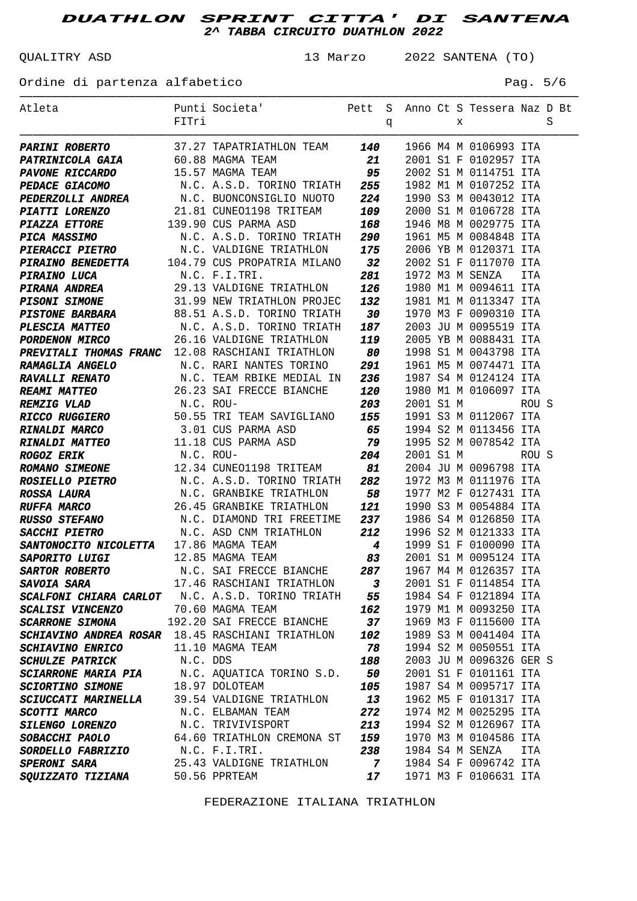# DUATHLON SPRINT CITTA' DI SANTENA

## 2^ TABBA CIRCUITO DUATHLON 2022

QUALITRY ASD 13 Marzo 2022 SANTENA (TO)

Ordine di partenza alfabetico

| Atleta | Punti FITri | Societa' | Pett | Sq | Anno | Ct | Sx | Tessera | Naz | D | BtS |
|---|---|---|---|---|---|---|---|---|---|---|---|
| ***PARINI ROBERTO*** | 37.27 | TAPATRIATHLON TEAM | ***140*** | | 1966 | M4 | M | 0106993 | ITA | | |
| ***PATRINICOLA GAIA*** | 60.88 | MAGMA TEAM | ***21*** | | 2001 | S1 | F | 0102957 | ITA | | |
| ***PAVONE RICCARDO*** | 15.57 | MAGMA TEAM | ***95*** | | 2002 | S1 | M | 0114751 | ITA | | |
| ***PEDACE GIACOMO*** | N.C. | A.S.D. TORINO TRIATH | ***255*** | | 1982 | M1 | M | 0107252 | ITA | | |
| ***PEDERZOLLI ANDREA*** | N.C. | BUONCONSIGLIO NUOTO | ***224*** | | 1990 | S3 | M | 0043012 | ITA | | |
| ***PIATTI LORENZO*** | 21.81 | CUNEO1198 TRITEAM | ***109*** | | 2000 | S1 | M | 0106728 | ITA | | |
| ***PIAZZA ETTORE*** | 139.90 | CUS PARMA ASD | ***168*** | | 1946 | M8 | M | 0029775 | ITA | | |
| ***PICA MASSIMO*** | N.C. | A.S.D. TORINO TRIATH | ***290*** | | 1961 | M5 | M | 0084848 | ITA | | |
| ***PIERACCI PIETRO*** | N.C. | VALDIGNE TRIATHLON | ***175*** | | 2006 | YB | M | 0120371 | ITA | | |
| ***PIRAINO BENEDETTA*** | 104.79 | CUS PROPATRIA MILANO | ***32*** | | 2002 | S1 | F | 0117070 | ITA | | |
| ***PIRAINO LUCA*** | N.C. | F.I.TRI. | ***281*** | | 1972 | M3 | M | SENZA | ITA | | |
| ***PIRANA ANDREA*** | 29.13 | VALDIGNE TRIATHLON | ***126*** | | 1980 | M1 | M | 0094611 | ITA | | |
| ***PISONI SIMONE*** | 31.99 | NEW TRIATHLON PROJEC | ***132*** | | 1981 | M1 | M | 0113347 | ITA | | |
| ***PISTONE BARBARA*** | 88.51 | A.S.D. TORINO TRIATH | ***30*** | | 1970 | M3 | F | 0090310 | ITA | | |
| ***PLESCIA MATTEO*** | N.C. | A.S.D. TORINO TRIATH | ***187*** | | 2003 | JU | M | 0095519 | ITA | | |
| ***PORDENON MIRCO*** | 26.16 | VALDIGNE TRIATHLON | ***119*** | | 2005 | YB | M | 0088431 | ITA | | |
| ***PREVITALI THOMAS FRANC*** | 12.08 | RASCHIANI TRIATHLON | ***80*** | | 1998 | S1 | M | 0043798 | ITA | | |
| ***RAMAGLIA ANGELO*** | N.C. | RARI NANTES TORINO | ***291*** | | 1961 | M5 | M | 0074471 | ITA | | |
| ***RAVALLI RENATO*** | N.C. | TEAM RBIKE MEDIAL IN | ***236*** | | 1987 | S4 | M | 0124124 | ITA | | |
| ***REAMI MATTEO*** | 26.23 | SAI FRECCE BIANCHE | ***120*** | | 1980 | M1 | M | 0106097 | ITA | | |
| ***REMZIG VLAD*** | N.C. | ROU- | ***203*** | | 2001 | S1 | M | | ROU | | S |
| ***RICCO RUGGIERO*** | 50.55 | TRI TEAM SAVIGLIANO | ***155*** | | 1991 | S3 | M | 0112067 | ITA | | |
| ***RINALDI MARCO*** | 3.01 | CUS PARMA ASD | ***65*** | | 1994 | S2 | M | 0113456 | ITA | | |
| ***RINALDI MATTEO*** | 11.18 | CUS PARMA ASD | ***79*** | | 1995 | S2 | M | 0078542 | ITA | | |
| ***ROGOZ ERIK*** | N.C. | ROU- | ***204*** | | 2001 | S1 | M | | ROU | | S |
| ***ROMANO SIMEONE*** | 12.34 | CUNEO1198 TRITEAM | ***81*** | | 2004 | JU | M | 0096798 | ITA | | |
| ***ROSIELLO PIETRO*** | N.C. | A.S.D. TORINO TRIATH | ***282*** | | 1972 | M3 | M | 0111976 | ITA | | |
| ***ROSSA LAURA*** | N.C. | GRANBIKE TRIATHLON | ***58*** | | 1977 | M2 | F | 0127431 | ITA | | |
| ***RUFFA MARCO*** | 26.45 | GRANBIKE TRIATHLON | ***121*** | | 1990 | S3 | M | 0054884 | ITA | | |
| ***RUSSO STEFANO*** | N.C. | DIAMOND TRI FREETIME | ***237*** | | 1986 | S4 | M | 0126850 | ITA | | |
| ***SACCHI PIETRO*** | N.C. | ASD CNM TRIATHLON | ***212*** | | 1996 | S2 | M | 0121333 | ITA | | |
| ***SANTONOCITO NICOLETTA*** | 17.86 | MAGMA TEAM | ***4*** | | 1999 | S1 | F | 0100090 | ITA | | |
| ***SAPORITO LUIGI*** | 12.85 | MAGMA TEAM | ***83*** | | 2001 | S1 | M | 0095124 | ITA | | |
| ***SARTOR ROBERTO*** | N.C. | SAI FRECCE BIANCHE | ***287*** | | 1967 | M4 | M | 0126357 | ITA | | |
| ***SAVOIA SARA*** | 17.46 | RASCHIANI TRIATHLON | ***3*** | | 2001 | S1 | F | 0114854 | ITA | | |
| ***SCALFONI CHIARA CARLOT*** | N.C. | A.S.D. TORINO TRIATH | ***55*** | | 1984 | S4 | F | 0121894 | ITA | | |
| ***SCALISI VINCENZO*** | 70.60 | MAGMA TEAM | ***162*** | | 1979 | M1 | M | 0093250 | ITA | | |
| ***SCARRONE SIMONA*** | 192.20 | SAI FRECCE BIANCHE | ***37*** | | 1969 | M3 | F | 0115600 | ITA | | |
| ***SCHIAVINO ANDREA ROSAR*** | 18.45 | RASCHIANI TRIATHLON | ***102*** | | 1989 | S3 | M | 0041404 | ITA | | |
| ***SCHIAVINO ENRICO*** | 11.10 | MAGMA TEAM | ***78*** | | 1994 | S2 | M | 0050551 | ITA | | |
| ***SCHULZE PATRICK*** | N.C. | DDS | ***188*** | | 2003 | JU | M | 0096326 | GER | | S |
| ***SCIARRONE MARIA PIA*** | N.C. | AQUATICA TORINO S.D. | ***50*** | | 2001 | S1 | F | 0101161 | ITA | | |
| ***SCIORTINO SIMONE*** | 18.97 | DOLOTEAM | ***105*** | | 1987 | S4 | M | 0095717 | ITA | | |
| ***SCIUCCATI MARINELLA*** | 39.54 | VALDIGNE TRIATHLON | ***13*** | | 1962 | M5 | F | 0101317 | ITA | | |
| ***SCOTTI MARCO*** | N.C. | ELBAMAN TEAM | ***272*** | | 1974 | M2 | M | 0025295 | ITA | | |
| ***SILENGO LORENZO*** | N.C. | TRIVIVISPORT | ***213*** | | 1994 | S2 | M | 0126967 | ITA | | |
| ***SOBACCHI PAOLO*** | 64.60 | TRIATHLON CREMONA ST | ***159*** | | 1970 | M3 | M | 0104586 | ITA | | |
| ***SORDELLO FABRIZIO*** | N.C. | F.I.TRI. | ***238*** | | 1984 | S4 | M | SENZA | ITA | | |
| ***SPERONI SARA*** | 25.43 | VALDIGNE TRIATHLON | ***7*** | | 1984 | S4 | F | 0096742 | ITA | | |
| ***SQUIZZATO TIZIANA*** | 50.56 | PPRTEAM | ***17*** | | 1971 | M3 | F | 0106631 | ITA | | |

FEDERAZIONE ITALIANA TRIATHLON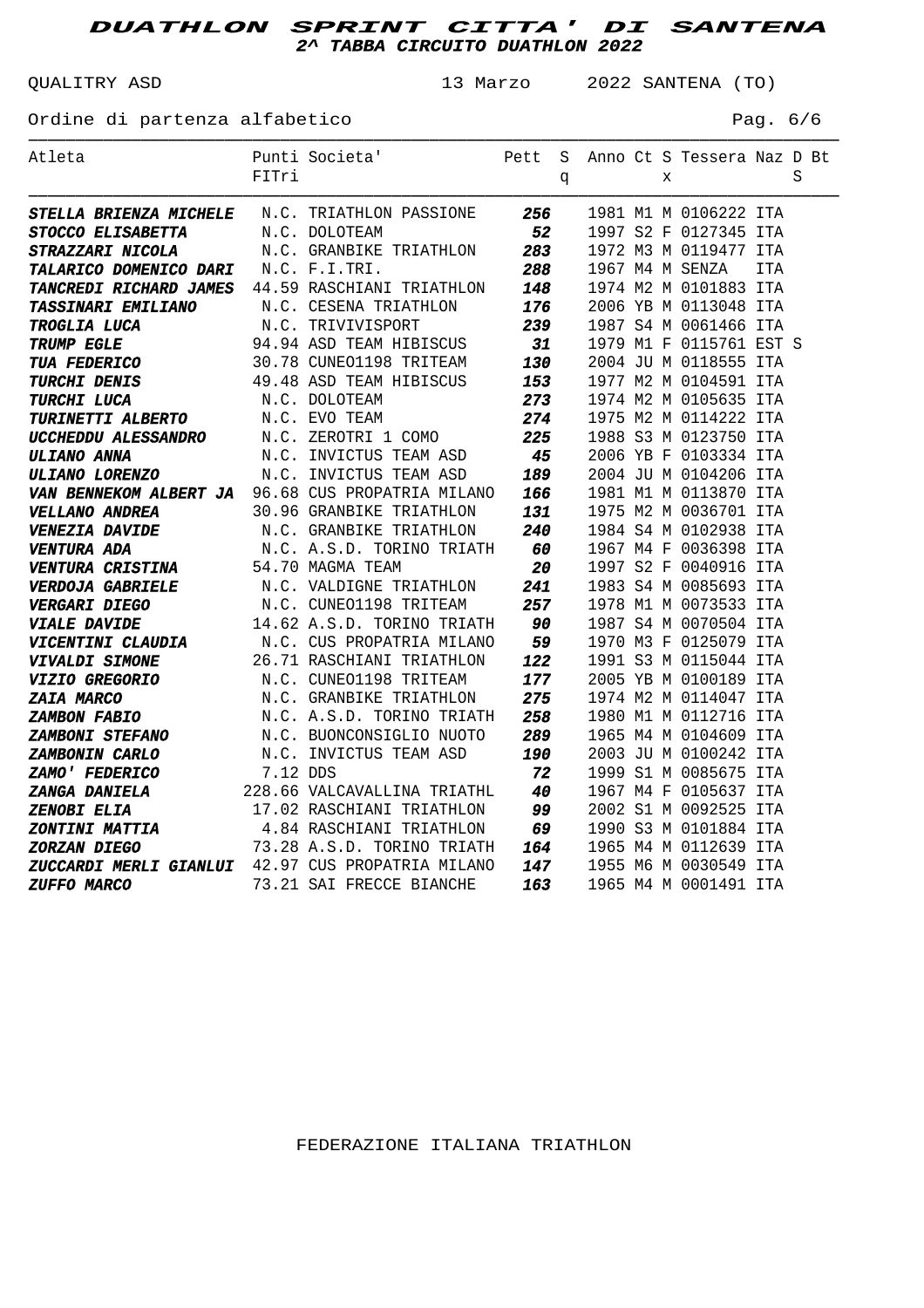# DUATHLON SPRINT CITTA' DI SANTENA
## 2^ TABBA CIRCUITO DUATHLON 2022

QUALITRY ASD 13 Marzo 2022 SANTENA (TO)

Ordine di partenza alfabetico

| Atleta | Punti FITri | Societa' | Pett | Sq | Anno | Ct | Sx | Tessera | Naz | D | BtS |
|---|---|---|---|---|---|---|---|---|---|---|---|
| ***STELLA BRIENZA MICHELE*** | N.C. | TRIATHLON PASSIONE | ***256*** | | 1981 | M1 | M | 0106222 | ITA | | |
| ***STOCCO ELISABETTA*** | N.C. | DOLOTEAM | ***52*** | | 1997 | S2 | F | 0127345 | ITA | | |
| ***STRAZZARI NICOLA*** | N.C. | GRANBIKE TRIATHLON | ***283*** | | 1972 | M3 | M | 0119477 | ITA | | |
| ***TALARICO DOMENICO DARI*** | N.C. | F.I.TRI. | ***288*** | | 1967 | M4 | M | SENZA | ITA | | |
| ***TANCREDI RICHARD JAMES*** | 44.59 | RASCHIANI TRIATHLON | ***148*** | | 1974 | M2 | M | 0101883 | ITA | | |
| ***TASSINARI EMILIANO*** | N.C. | CESENA TRIATHLON | ***176*** | | 2006 | YB | M | 0113048 | ITA | | |
| ***TROGLIA LUCA*** | N.C. | TRIVIVISPORT | ***239*** | | 1987 | S4 | M | 0061466 | ITA | | |
| ***TRUMP EGLE*** | 94.94 | ASD TEAM HIBISCUS | ***31*** | | 1979 | M1 | F | 0115761 | EST | S | |
| ***TUA FEDERICO*** | 30.78 | CUNEO1198 TRITEAM | ***130*** | | 2004 | JU | M | 0118555 | ITA | | |
| ***TURCHI DENIS*** | 49.48 | ASD TEAM HIBISCUS | ***153*** | | 1977 | M2 | M | 0104591 | ITA | | |
| ***TURCHI LUCA*** | N.C. | DOLOTEAM | ***273*** | | 1974 | M2 | M | 0105635 | ITA | | |
| ***TURINETTI ALBERTO*** | N.C. | EVO TEAM | ***274*** | | 1975 | M2 | M | 0114222 | ITA | | |
| ***UCCHEDDU ALESSANDRO*** | N.C. | ZEROTRI 1 COMO | ***225*** | | 1988 | S3 | M | 0123750 | ITA | | |
| ***ULIANO ANNA*** | N.C. | INVICTUS TEAM ASD | ***45*** | | 2006 | YB | F | 0103334 | ITA | | |
| ***ULIANO LORENZO*** | N.C. | INVICTUS TEAM ASD | ***189*** | | 2004 | JU | M | 0104206 | ITA | | |
| ***VAN BENNEKOM ALBERT JA*** | 96.68 | CUS PROPATRIA MILANO | ***166*** | | 1981 | M1 | M | 0113870 | ITA | | |
| ***VELLANO ANDREA*** | 30.96 | GRANBIKE TRIATHLON | ***131*** | | 1975 | M2 | M | 0036701 | ITA | | |
| ***VENEZIA DAVIDE*** | N.C. | GRANBIKE TRIATHLON | ***240*** | | 1984 | S4 | M | 0102938 | ITA | | |
| ***VENTURA ADA*** | N.C. | A.S.D. TORINO TRIATH | ***60*** | | 1967 | M4 | F | 0036398 | ITA | | |
| ***VENTURA CRISTINA*** | 54.70 | MAGMA TEAM | ***20*** | | 1997 | S2 | F | 0040916 | ITA | | |
| ***VERDOJA GABRIELE*** | N.C. | VALDIGNE TRIATHLON | ***241*** | | 1983 | S4 | M | 0085693 | ITA | | |
| ***VERGARI DIEGO*** | N.C. | CUNEO1198 TRITEAM | ***257*** | | 1978 | M1 | M | 0073533 | ITA | | |
| ***VIALE DAVIDE*** | 14.62 | A.S.D. TORINO TRIATH | ***90*** | | 1987 | S4 | M | 0070504 | ITA | | |
| ***VICENTINI CLAUDIA*** | N.C. | CUS PROPATRIA MILANO | ***59*** | | 1970 | M3 | F | 0125079 | ITA | | |
| ***VIVALDI SIMONE*** | 26.71 | RASCHIANI TRIATHLON | ***122*** | | 1991 | S3 | M | 0115044 | ITA | | |
| ***VIZIO GREGORIO*** | N.C. | CUNEO1198 TRITEAM | ***177*** | | 2005 | YB | M | 0100189 | ITA | | |
| ***ZAIA MARCO*** | N.C. | GRANBIKE TRIATHLON | ***275*** | | 1974 | M2 | M | 0114047 | ITA | | |
| ***ZAMBON FABIO*** | N.C. | A.S.D. TORINO TRIATH | ***258*** | | 1980 | M1 | M | 0112716 | ITA | | |
| ***ZAMBONI STEFANO*** | N.C. | BUONCONSIGLIO NUOTO | ***289*** | | 1965 | M4 | M | 0104609 | ITA | | |
| ***ZAMBONIN CARLO*** | N.C. | INVICTUS TEAM ASD | ***190*** | | 2003 | JU | M | 0100242 | ITA | | |
| ***ZAMO' FEDERICO*** | 7.12 | DDS | ***72*** | | 1999 | S1 | M | 0085675 | ITA | | |
| ***ZANGA DANIELA*** | 228.66 | VALCAVALLINA TRIATHL | ***40*** | | 1967 | M4 | F | 0105637 | ITA | | |
| ***ZENOBI ELIA*** | 17.02 | RASCHIANI TRIATHLON | ***99*** | | 2002 | S1 | M | 0092525 | ITA | | |
| ***ZONTINI MATTIA*** | 4.84 | RASCHIANI TRIATHLON | ***69*** | | 1990 | S3 | M | 0101884 | ITA | | |
| ***ZORZAN DIEGO*** | 73.28 | A.S.D. TORINO TRIATH | ***164*** | | 1965 | M4 | M | 0112639 | ITA | | |
| ***ZUCCARDI MERLI GIANLUI*** | 42.97 | CUS PROPATRIA MILANO | ***147*** | | 1955 | M6 | M | 0030549 | ITA | | |
| ***ZUFFO MARCO*** | 73.21 | SAI FRECCE BIANCHE | ***163*** | | 1965 | M4 | M | 0001491 | ITA | | |

FEDERAZIONE ITALIANA TRIATHLON